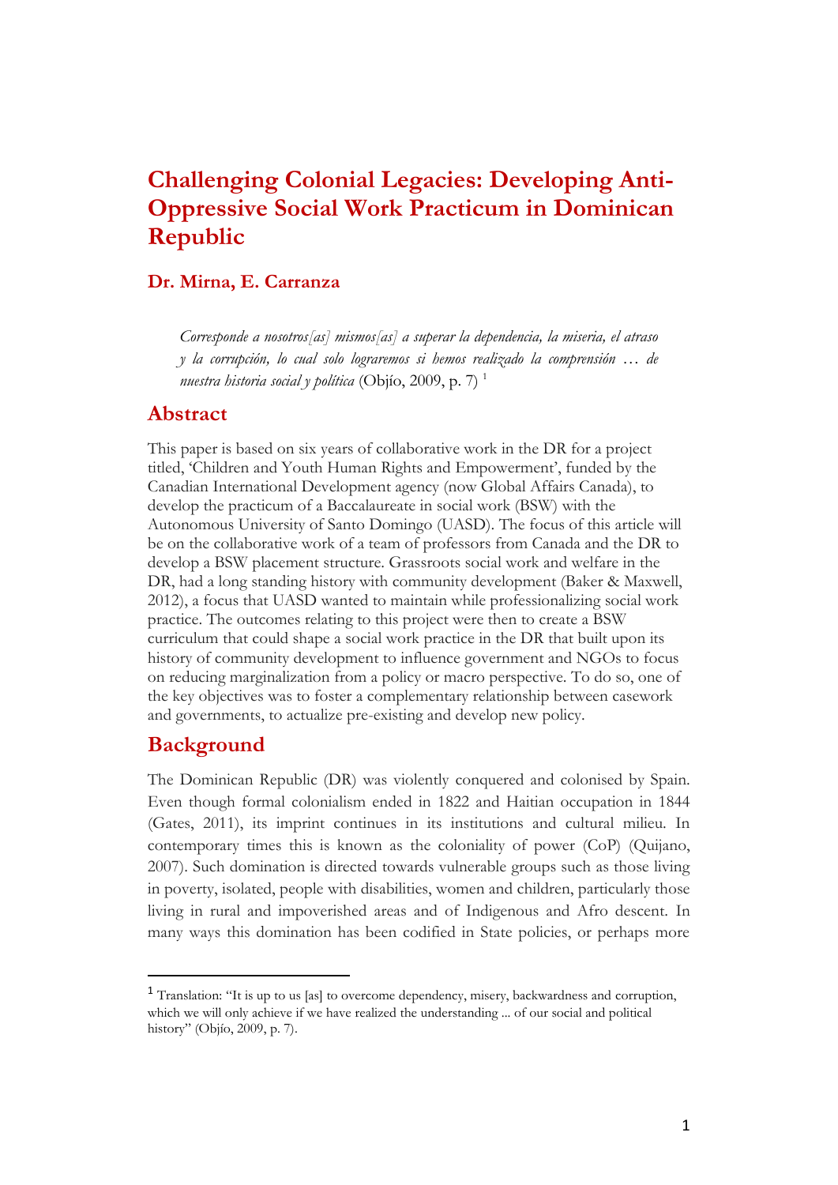# Challenging Colonial Legacies: Developing Anti-Oppressive Social Work Practicum in Dominican Republic

### Dr. Mirna, E. Carranza

*Corresponde a nosotros[as] mismos[as] a superar la dependencia, la miseria, el atraso y la corrupción, lo cual solo lograremos si hemos realizado la comprensión … de nuestra historia social y política* (Objío, 2009, p. 7) [1]

## Abstract

This paper is based on six years of collaborative work in the DR for a project titled, 'Children and Youth Human Rights and Empowerment', funded by the Canadian International Development agency (now Global Affairs Canada), to develop the practicum of a Baccalaureate in social work (BSW) with the Autonomous University of Santo Domingo (UASD). The focus of this article will be on the collaborative work of a team of professors from Canada and the DR to develop a BSW placement structure. Grassroots social work and welfare in the DR, had a long standing history with community development (Baker & Maxwell, 2012), a focus that UASD wanted to maintain while professionalizing social work practice. The outcomes relating to this project were then to create a BSW curriculum that could shape a social work practice in the DR that built upon its history of community development to influence government and NGOs to focus on reducing marginalization from a policy or macro perspective. To do so, one of the key objectives was to foster a complementary relationship between casework and governments, to actualize pre-existing and develop new policy.

## Background

The Dominican Republic (DR) was violently conquered and colonised by Spain. Even though formal colonialism ended in 1822 and Haitian occupation in 1844 (Gates, 2011), its imprint continues in its institutions and cultural milieu. In contemporary times this is known as the coloniality of power (CoP) (Quijano, 2007). Such domination is directed towards vulnerable groups such as those living in poverty, isolated, people with disabilities, women and children, particularly those living in rural and impoverished areas and of Indigenous and Afro descent. In many ways this domination has been codified in State policies, or perhaps more

[1] Translation: "It is up to us [as] to overcome dependency, misery, backwardness and corruption, which we will only achieve if we have realized the understanding ... of our social and political history" (Objío, 2009, p. 7).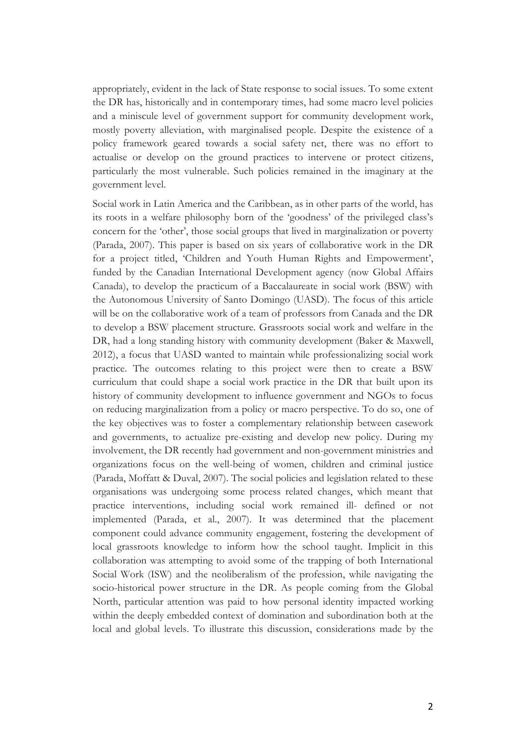appropriately, evident in the lack of State response to social issues. To some extent the DR has, historically and in contemporary times, had some macro level policies and a miniscule level of government support for community development work, mostly poverty alleviation, with marginalised people. Despite the existence of a policy framework geared towards a social safety net, there was no effort to actualise or develop on the ground practices to intervene or protect citizens, particularly the most vulnerable. Such policies remained in the imaginary at the government level.

Social work in Latin America and the Caribbean, as in other parts of the world, has its roots in a welfare philosophy born of the 'goodness' of the privileged class's concern for the 'other', those social groups that lived in marginalization or poverty (Parada, 2007). This paper is based on six years of collaborative work in the DR for a project titled, 'Children and Youth Human Rights and Empowerment', funded by the Canadian International Development agency (now Global Affairs Canada), to develop the practicum of a Baccalaureate in social work (BSW) with the Autonomous University of Santo Domingo (UASD). The focus of this article will be on the collaborative work of a team of professors from Canada and the DR to develop a BSW placement structure. Grassroots social work and welfare in the DR, had a long standing history with community development (Baker & Maxwell, 2012), a focus that UASD wanted to maintain while professionalizing social work practice. The outcomes relating to this project were then to create a BSW curriculum that could shape a social work practice in the DR that built upon its history of community development to influence government and NGOs to focus on reducing marginalization from a policy or macro perspective. To do so, one of the key objectives was to foster a complementary relationship between casework and governments, to actualize pre-existing and develop new policy. During my involvement, the DR recently had government and non-government ministries and organizations focus on the well-being of women, children and criminal justice (Parada, Moffatt & Duval, 2007). The social policies and legislation related to these organisations was undergoing some process related changes, which meant that practice interventions, including social work remained ill- defined or not implemented (Parada, et al., 2007). It was determined that the placement component could advance community engagement, fostering the development of local grassroots knowledge to inform how the school taught. Implicit in this collaboration was attempting to avoid some of the trapping of both International Social Work (ISW) and the neoliberalism of the profession, while navigating the socio-historical power structure in the DR. As people coming from the Global North, particular attention was paid to how personal identity impacted working within the deeply embedded context of domination and subordination both at the local and global levels. To illustrate this discussion, considerations made by the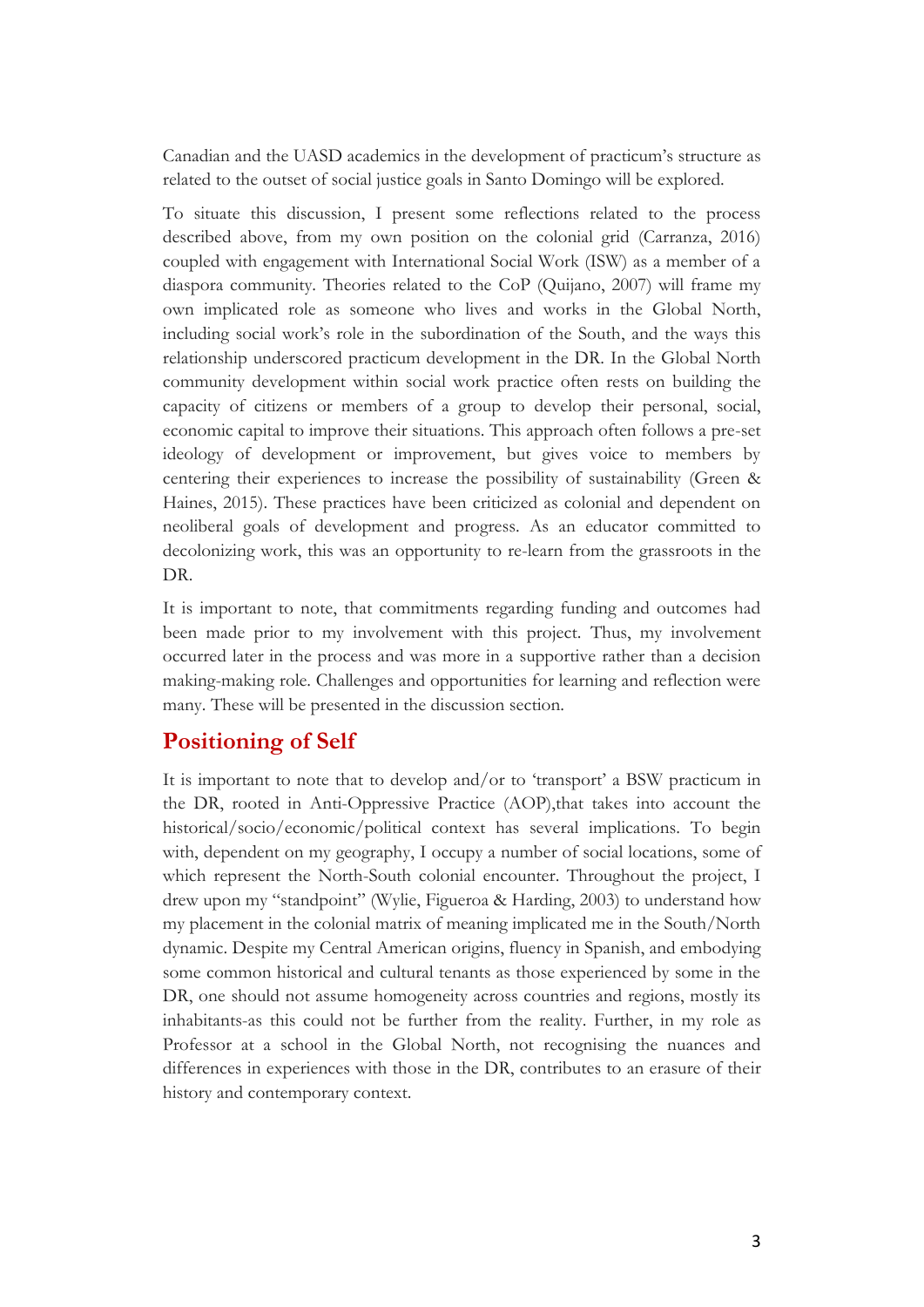Canadian and the UASD academics in the development of practicum's structure as related to the outset of social justice goals in Santo Domingo will be explored.

To situate this discussion, I present some reflections related to the process described above, from my own position on the colonial grid (Carranza, 2016) coupled with engagement with International Social Work (ISW) as a member of a diaspora community. Theories related to the CoP (Quijano, 2007) will frame my own implicated role as someone who lives and works in the Global North, including social work's role in the subordination of the South, and the ways this relationship underscored practicum development in the DR. In the Global North community development within social work practice often rests on building the capacity of citizens or members of a group to develop their personal, social, economic capital to improve their situations. This approach often follows a pre-set ideology of development or improvement, but gives voice to members by centering their experiences to increase the possibility of sustainability (Green & Haines, 2015). These practices have been criticized as colonial and dependent on neoliberal goals of development and progress. As an educator committed to decolonizing work, this was an opportunity to re-learn from the grassroots in the DR.

It is important to note, that commitments regarding funding and outcomes had been made prior to my involvement with this project. Thus, my involvement occurred later in the process and was more in a supportive rather than a decision making-making role. Challenges and opportunities for learning and reflection were many. These will be presented in the discussion section.

## Positioning of Self

It is important to note that to develop and/or to 'transport' a BSW practicum in the DR, rooted in Anti-Oppressive Practice (AOP),that takes into account the historical/socio/economic/political context has several implications. To begin with, dependent on my geography, I occupy a number of social locations, some of which represent the North-South colonial encounter. Throughout the project, I drew upon my "standpoint" (Wylie, Figueroa & Harding, 2003) to understand how my placement in the colonial matrix of meaning implicated me in the South/North dynamic. Despite my Central American origins, fluency in Spanish, and embodying some common historical and cultural tenants as those experienced by some in the DR, one should not assume homogeneity across countries and regions, mostly its inhabitants-as this could not be further from the reality. Further, in my role as Professor at a school in the Global North, not recognising the nuances and differences in experiences with those in the DR, contributes to an erasure of their history and contemporary context.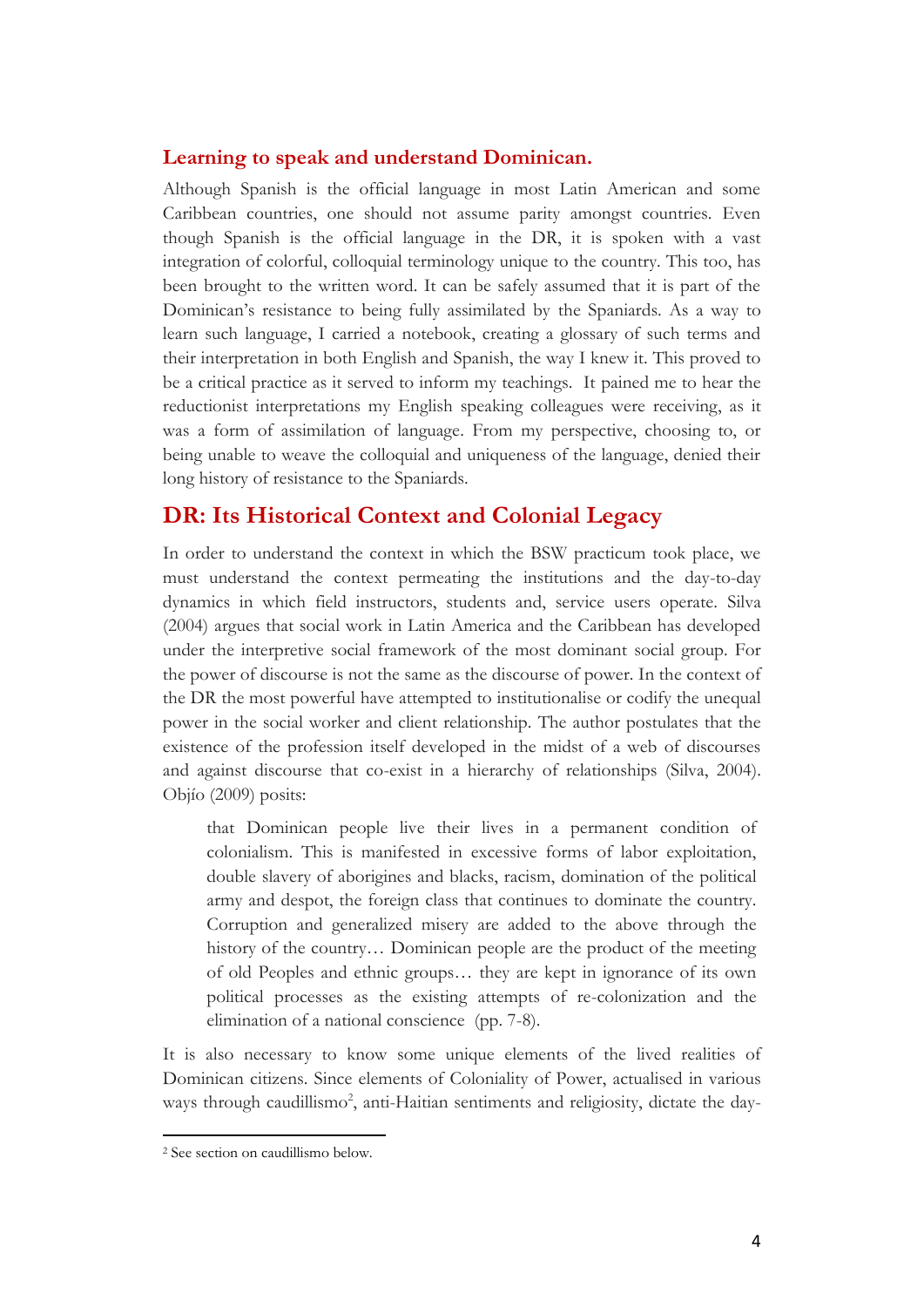### Learning to speak and understand Dominican.

Although Spanish is the official language in most Latin American and some Caribbean countries, one should not assume parity amongst countries. Even though Spanish is the official language in the DR, it is spoken with a vast integration of colorful, colloquial terminology unique to the country. This too, has been brought to the written word. It can be safely assumed that it is part of the Dominican's resistance to being fully assimilated by the Spaniards. As a way to learn such language, I carried a notebook, creating a glossary of such terms and their interpretation in both English and Spanish, the way I knew it. This proved to be a critical practice as it served to inform my teachings. It pained me to hear the reductionist interpretations my English speaking colleagues were receiving, as it was a form of assimilation of language. From my perspective, choosing to, or being unable to weave the colloquial and uniqueness of the language, denied their long history of resistance to the Spaniards.

## DR: Its Historical Context and Colonial Legacy

In order to understand the context in which the BSW practicum took place, we must understand the context permeating the institutions and the day-to-day dynamics in which field instructors, students and, service users operate. Silva (2004) argues that social work in Latin America and the Caribbean has developed under the interpretive social framework of the most dominant social group. For the power of discourse is not the same as the discourse of power. In the context of the DR the most powerful have attempted to institutionalise or codify the unequal power in the social worker and client relationship. The author postulates that the existence of the profession itself developed in the midst of a web of discourses and against discourse that co-exist in a hierarchy of relationships (Silva, 2004). Objío (2009) posits:

> that Dominican people live their lives in a permanent condition of colonialism. This is manifested in excessive forms of labor exploitation, double slavery of aborigines and blacks, racism, domination of the political army and despot, the foreign class that continues to dominate the country. Corruption and generalized misery are added to the above through the history of the country… Dominican people are the product of the meeting of old Peoples and ethnic groups… they are kept in ignorance of its own political processes as the existing attempts of re-colonization and the elimination of a national conscience (pp. 7-8).

It is also necessary to know some unique elements of the lived realities of Dominican citizens. Since elements of Coloniality of Power, actualised in various ways through caudillismo[2], anti-Haitian sentiments and religiosity, dictate the day-

[2] See section on caudillismo below.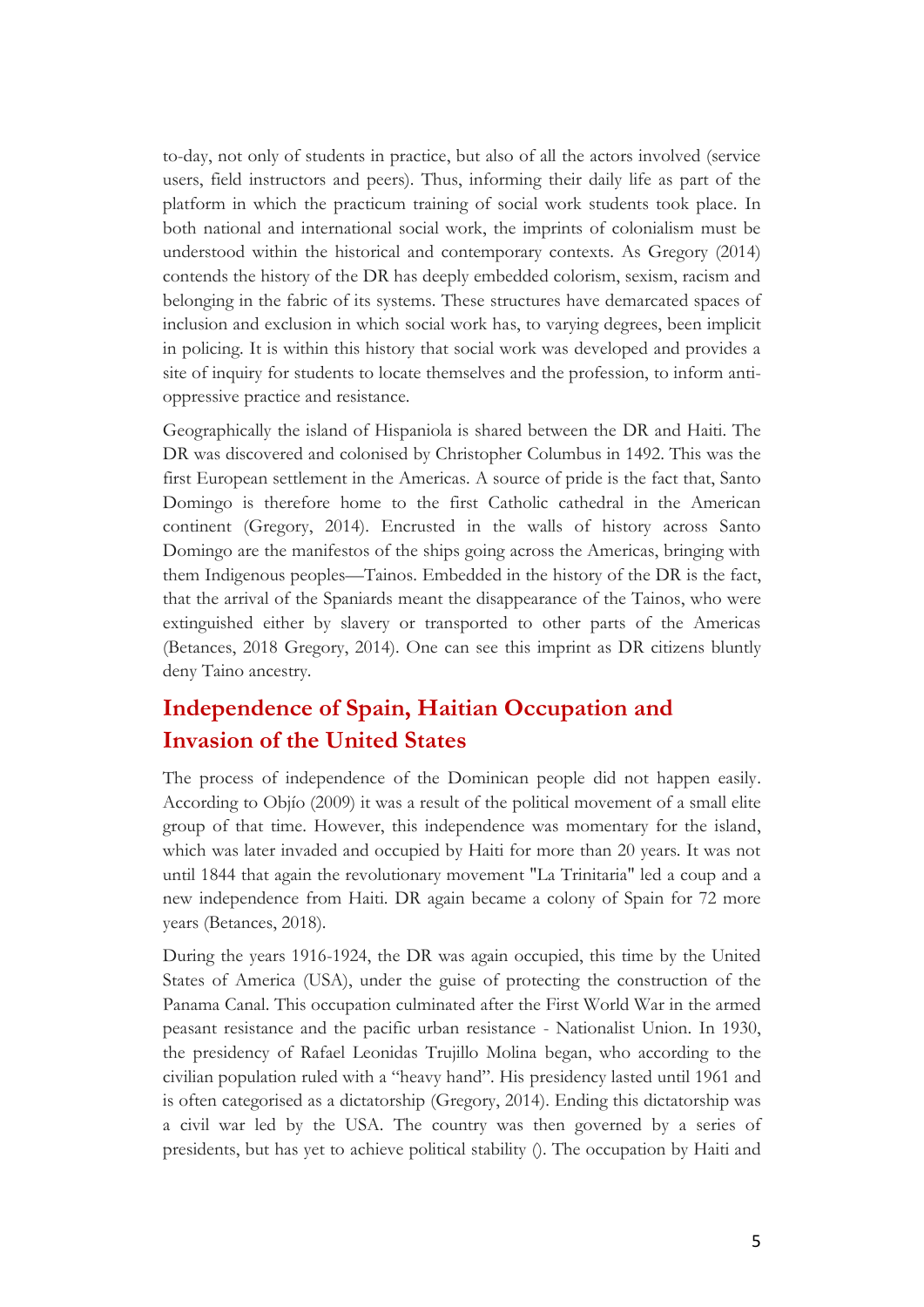to-day, not only of students in practice, but also of all the actors involved (service users, field instructors and peers). Thus, informing their daily life as part of the platform in which the practicum training of social work students took place. In both national and international social work, the imprints of colonialism must be understood within the historical and contemporary contexts. As Gregory (2014) contends the history of the DR has deeply embedded colorism, sexism, racism and belonging in the fabric of its systems. These structures have demarcated spaces of inclusion and exclusion in which social work has, to varying degrees, been implicit in policing. It is within this history that social work was developed and provides a site of inquiry for students to locate themselves and the profession, to inform anti-oppressive practice and resistance.

Geographically the island of Hispaniola is shared between the DR and Haiti. The DR was discovered and colonised by Christopher Columbus in 1492. This was the first European settlement in the Americas. A source of pride is the fact that, Santo Domingo is therefore home to the first Catholic cathedral in the American continent (Gregory, 2014). Encrusted in the walls of history across Santo Domingo are the manifestos of the ships going across the Americas, bringing with them Indigenous peoples—Tainos. Embedded in the history of the DR is the fact, that the arrival of the Spaniards meant the disappearance of the Tainos, who were extinguished either by slavery or transported to other parts of the Americas (Betances, 2018 Gregory, 2014). One can see this imprint as DR citizens bluntly deny Taino ancestry.

## Independence of Spain, Haitian Occupation and Invasion of the United States

The process of independence of the Dominican people did not happen easily. According to Objío (2009) it was a result of the political movement of a small elite group of that time. However, this independence was momentary for the island, which was later invaded and occupied by Haiti for more than 20 years. It was not until 1844 that again the revolutionary movement "La Trinitaria" led a coup and a new independence from Haiti. DR again became a colony of Spain for 72 more years (Betances, 2018).

During the years 1916-1924, the DR was again occupied, this time by the United States of America (USA), under the guise of protecting the construction of the Panama Canal. This occupation culminated after the First World War in the armed peasant resistance and the pacific urban resistance - Nationalist Union. In 1930, the presidency of Rafael Leonidas Trujillo Molina began, who according to the civilian population ruled with a "heavy hand". His presidency lasted until 1961 and is often categorised as a dictatorship (Gregory, 2014). Ending this dictatorship was a civil war led by the USA. The country was then governed by a series of presidents, but has yet to achieve political stability (). The occupation by Haiti and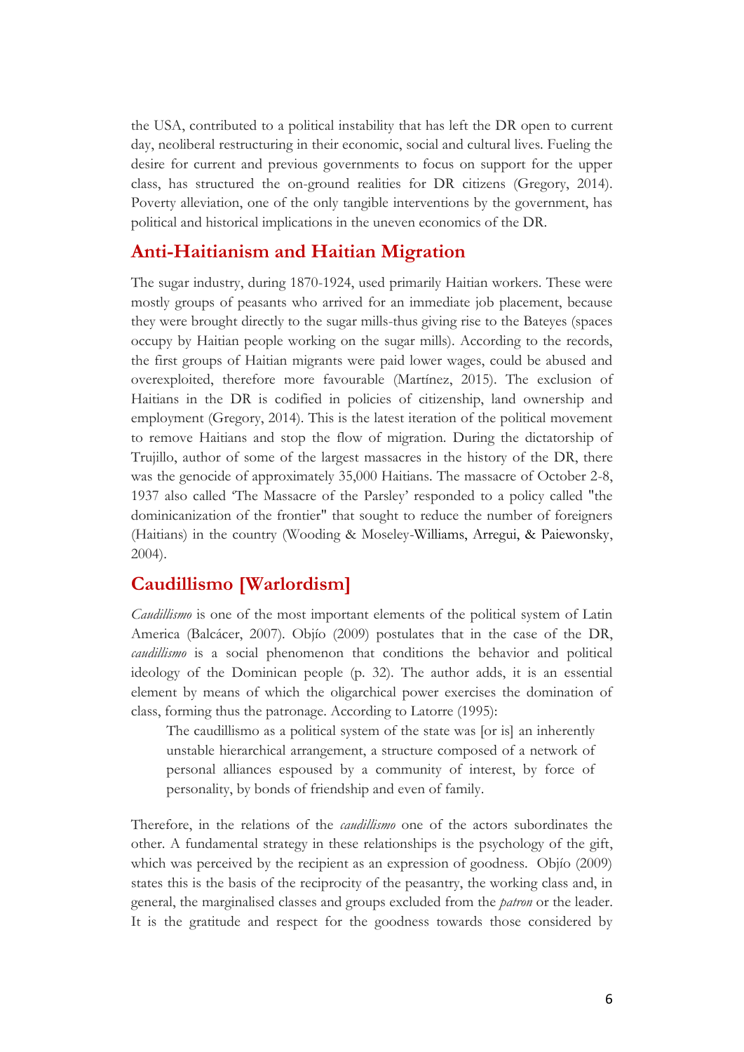the USA, contributed to a political instability that has left the DR open to current day, neoliberal restructuring in their economic, social and cultural lives. Fueling the desire for current and previous governments to focus on support for the upper class, has structured the on-ground realities for DR citizens (Gregory, 2014). Poverty alleviation, one of the only tangible interventions by the government, has political and historical implications in the uneven economics of the DR.

## Anti-Haitianism and Haitian Migration

The sugar industry, during 1870-1924, used primarily Haitian workers. These were mostly groups of peasants who arrived for an immediate job placement, because they were brought directly to the sugar mills-thus giving rise to the Bateyes (spaces occupy by Haitian people working on the sugar mills). According to the records, the first groups of Haitian migrants were paid lower wages, could be abused and overexploited, therefore more favourable (Martínez, 2015). The exclusion of Haitians in the DR is codified in policies of citizenship, land ownership and employment (Gregory, 2014). This is the latest iteration of the political movement to remove Haitians and stop the flow of migration. During the dictatorship of Trujillo, author of some of the largest massacres in the history of the DR, there was the genocide of approximately 35,000 Haitians. The massacre of October 2-8, 1937 also called 'The Massacre of the Parsley' responded to a policy called "the dominicanization of the frontier" that sought to reduce the number of foreigners (Haitians) in the country (Wooding & Moseley-Williams, Arregui, & Paiewonsky, 2004).

## Caudillismo [Warlordism]

*Caudillismo* is one of the most important elements of the political system of Latin America (Balcácer, 2007). Objío (2009) postulates that in the case of the DR, *caudillismo* is a social phenomenon that conditions the behavior and political ideology of the Dominican people (p. 32). The author adds, it is an essential element by means of which the oligarchical power exercises the domination of class, forming thus the patronage. According to Latorre (1995):

> The caudillismo as a political system of the state was [or is] an inherently unstable hierarchical arrangement, a structure composed of a network of personal alliances espoused by a community of interest, by force of personality, by bonds of friendship and even of family.

Therefore, in the relations of the *caudillismo* one of the actors subordinates the other. A fundamental strategy in these relationships is the psychology of the gift, which was perceived by the recipient as an expression of goodness. Objío (2009) states this is the basis of the reciprocity of the peasantry, the working class and, in general, the marginalised classes and groups excluded from the *patron* or the leader. It is the gratitude and respect for the goodness towards those considered by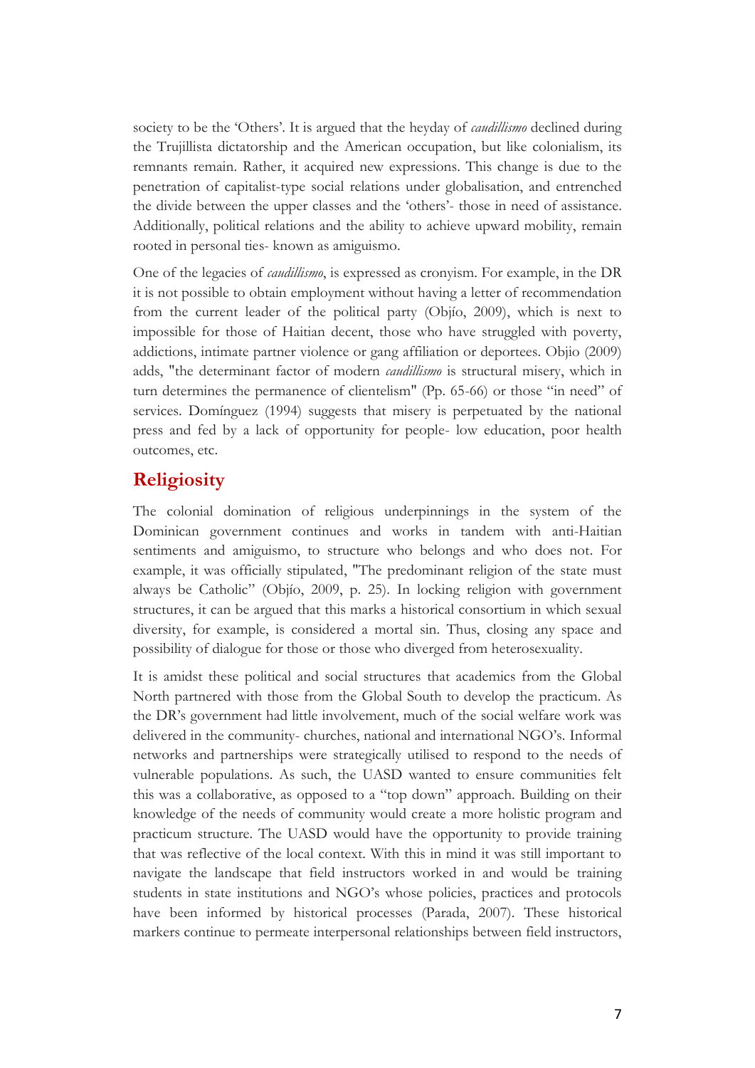society to be the 'Others'. It is argued that the heyday of *caudillismo* declined during the Trujillista dictatorship and the American occupation, but like colonialism, its remnants remain. Rather, it acquired new expressions. This change is due to the penetration of capitalist-type social relations under globalisation, and entrenched the divide between the upper classes and the 'others'- those in need of assistance. Additionally, political relations and the ability to achieve upward mobility, remain rooted in personal ties- known as amiguismo.

One of the legacies of *caudillismo*, is expressed as cronyism. For example, in the DR it is not possible to obtain employment without having a letter of recommendation from the current leader of the political party (Objío, 2009), which is next to impossible for those of Haitian decent, those who have struggled with poverty, addictions, intimate partner violence or gang affiliation or deportees. Objio (2009) adds, "the determinant factor of modern *caudillismo* is structural misery, which in turn determines the permanence of clientelism" (Pp. 65-66) or those "in need" of services. Domínguez (1994) suggests that misery is perpetuated by the national press and fed by a lack of opportunity for people- low education, poor health outcomes, etc.

## Religiosity

The colonial domination of religious underpinnings in the system of the Dominican government continues and works in tandem with anti-Haitian sentiments and amiguismo, to structure who belongs and who does not. For example, it was officially stipulated, "The predominant religion of the state must always be Catholic" (Objío, 2009, p. 25). In locking religion with government structures, it can be argued that this marks a historical consortium in which sexual diversity, for example, is considered a mortal sin. Thus, closing any space and possibility of dialogue for those or those who diverged from heterosexuality.

It is amidst these political and social structures that academics from the Global North partnered with those from the Global South to develop the practicum. As the DR's government had little involvement, much of the social welfare work was delivered in the community- churches, national and international NGO's. Informal networks and partnerships were strategically utilised to respond to the needs of vulnerable populations. As such, the UASD wanted to ensure communities felt this was a collaborative, as opposed to a "top down" approach. Building on their knowledge of the needs of community would create a more holistic program and practicum structure. The UASD would have the opportunity to provide training that was reflective of the local context. With this in mind it was still important to navigate the landscape that field instructors worked in and would be training students in state institutions and NGO's whose policies, practices and protocols have been informed by historical processes (Parada, 2007). These historical markers continue to permeate interpersonal relationships between field instructors,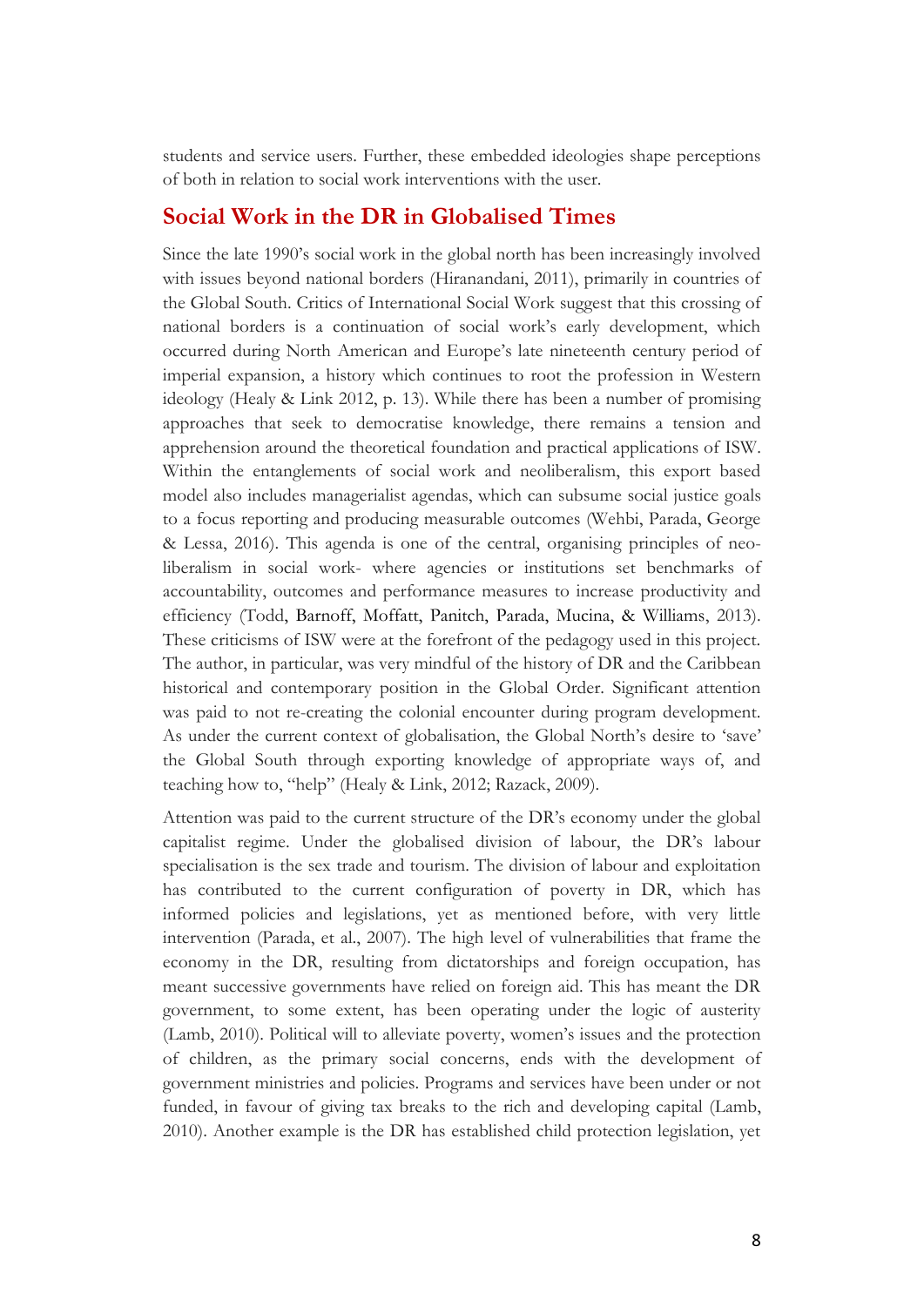students and service users. Further, these embedded ideologies shape perceptions of both in relation to social work interventions with the user.

## Social Work in the DR in Globalised Times

Since the late 1990's social work in the global north has been increasingly involved with issues beyond national borders (Hiranandani, 2011), primarily in countries of the Global South. Critics of International Social Work suggest that this crossing of national borders is a continuation of social work's early development, which occurred during North American and Europe's late nineteenth century period of imperial expansion, a history which continues to root the profession in Western ideology (Healy & Link 2012, p. 13). While there has been a number of promising approaches that seek to democratise knowledge, there remains a tension and apprehension around the theoretical foundation and practical applications of ISW. Within the entanglements of social work and neoliberalism, this export based model also includes managerialist agendas, which can subsume social justice goals to a focus reporting and producing measurable outcomes (Wehbi, Parada, George & Lessa, 2016). This agenda is one of the central, organising principles of neo-liberalism in social work- where agencies or institutions set benchmarks of accountability, outcomes and performance measures to increase productivity and efficiency (Todd, Barnoff, Moffatt, Panitch, Parada, Mucina, & Williams, 2013). These criticisms of ISW were at the forefront of the pedagogy used in this project. The author, in particular, was very mindful of the history of DR and the Caribbean historical and contemporary position in the Global Order. Significant attention was paid to not re-creating the colonial encounter during program development. As under the current context of globalisation, the Global North's desire to 'save' the Global South through exporting knowledge of appropriate ways of, and teaching how to, "help" (Healy & Link, 2012; Razack, 2009).

Attention was paid to the current structure of the DR's economy under the global capitalist regime. Under the globalised division of labour, the DR's labour specialisation is the sex trade and tourism. The division of labour and exploitation has contributed to the current configuration of poverty in DR, which has informed policies and legislations, yet as mentioned before, with very little intervention (Parada, et al., 2007). The high level of vulnerabilities that frame the economy in the DR, resulting from dictatorships and foreign occupation, has meant successive governments have relied on foreign aid. This has meant the DR government, to some extent, has been operating under the logic of austerity (Lamb, 2010). Political will to alleviate poverty, women's issues and the protection of children, as the primary social concerns, ends with the development of government ministries and policies. Programs and services have been under or not funded, in favour of giving tax breaks to the rich and developing capital (Lamb, 2010). Another example is the DR has established child protection legislation, yet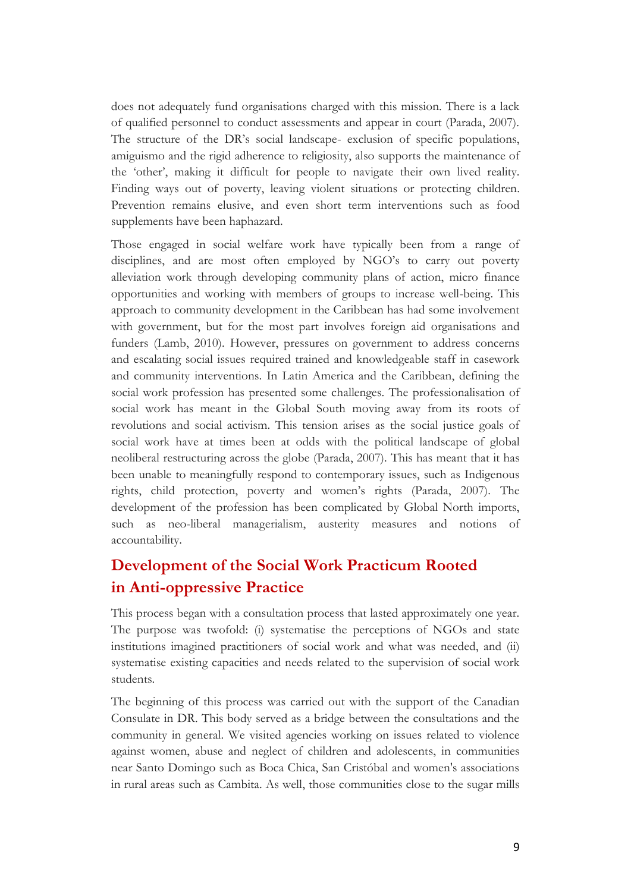does not adequately fund organisations charged with this mission. There is a lack of qualified personnel to conduct assessments and appear in court (Parada, 2007). The structure of the DR's social landscape- exclusion of specific populations, amiguismo and the rigid adherence to religiosity, also supports the maintenance of the 'other', making it difficult for people to navigate their own lived reality. Finding ways out of poverty, leaving violent situations or protecting children. Prevention remains elusive, and even short term interventions such as food supplements have been haphazard.

Those engaged in social welfare work have typically been from a range of disciplines, and are most often employed by NGO's to carry out poverty alleviation work through developing community plans of action, micro finance opportunities and working with members of groups to increase well-being. This approach to community development in the Caribbean has had some involvement with government, but for the most part involves foreign aid organisations and funders (Lamb, 2010). However, pressures on government to address concerns and escalating social issues required trained and knowledgeable staff in casework and community interventions. In Latin America and the Caribbean, defining the social work profession has presented some challenges. The professionalisation of social work has meant in the Global South moving away from its roots of revolutions and social activism. This tension arises as the social justice goals of social work have at times been at odds with the political landscape of global neoliberal restructuring across the globe (Parada, 2007). This has meant that it has been unable to meaningfully respond to contemporary issues, such as Indigenous rights, child protection, poverty and women's rights (Parada, 2007). The development of the profession has been complicated by Global North imports, such as neo-liberal managerialism, austerity measures and notions of accountability.

## Development of the Social Work Practicum Rooted in Anti-oppressive Practice

This process began with a consultation process that lasted approximately one year. The purpose was twofold: (i) systematise the perceptions of NGOs and state institutions imagined practitioners of social work and what was needed, and (ii) systematise existing capacities and needs related to the supervision of social work students.

The beginning of this process was carried out with the support of the Canadian Consulate in DR. This body served as a bridge between the consultations and the community in general. We visited agencies working on issues related to violence against women, abuse and neglect of children and adolescents, in communities near Santo Domingo such as Boca Chica, San Cristóbal and women's associations in rural areas such as Cambita. As well, those communities close to the sugar mills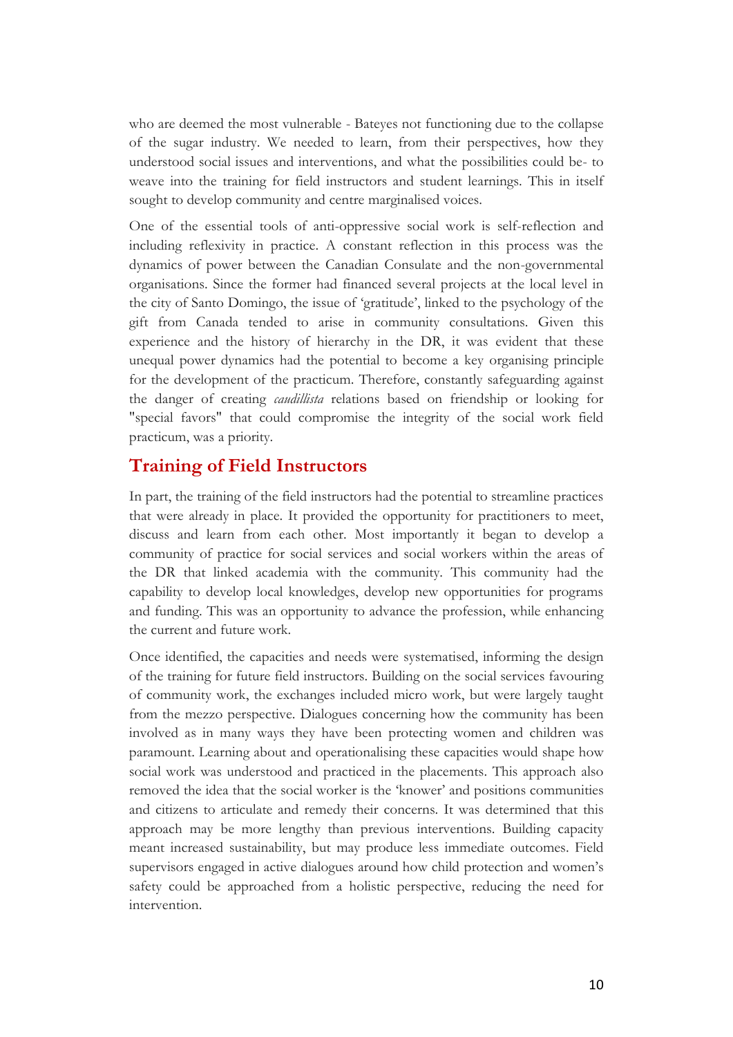who are deemed the most vulnerable - Bateyes not functioning due to the collapse of the sugar industry. We needed to learn, from their perspectives, how they understood social issues and interventions, and what the possibilities could be- to weave into the training for field instructors and student learnings. This in itself sought to develop community and centre marginalised voices.

One of the essential tools of anti-oppressive social work is self-reflection and including reflexivity in practice. A constant reflection in this process was the dynamics of power between the Canadian Consulate and the non-governmental organisations. Since the former had financed several projects at the local level in the city of Santo Domingo, the issue of 'gratitude', linked to the psychology of the gift from Canada tended to arise in community consultations. Given this experience and the history of hierarchy in the DR, it was evident that these unequal power dynamics had the potential to become a key organising principle for the development of the practicum. Therefore, constantly safeguarding against the danger of creating *caudillista* relations based on friendship or looking for "special favors" that could compromise the integrity of the social work field practicum, was a priority.

## Training of Field Instructors

In part, the training of the field instructors had the potential to streamline practices that were already in place. It provided the opportunity for practitioners to meet, discuss and learn from each other. Most importantly it began to develop a community of practice for social services and social workers within the areas of the DR that linked academia with the community. This community had the capability to develop local knowledges, develop new opportunities for programs and funding. This was an opportunity to advance the profession, while enhancing the current and future work.

Once identified, the capacities and needs were systematised, informing the design of the training for future field instructors. Building on the social services favouring of community work, the exchanges included micro work, but were largely taught from the mezzo perspective. Dialogues concerning how the community has been involved as in many ways they have been protecting women and children was paramount. Learning about and operationalising these capacities would shape how social work was understood and practiced in the placements. This approach also removed the idea that the social worker is the 'knower' and positions communities and citizens to articulate and remedy their concerns. It was determined that this approach may be more lengthy than previous interventions. Building capacity meant increased sustainability, but may produce less immediate outcomes. Field supervisors engaged in active dialogues around how child protection and women's safety could be approached from a holistic perspective, reducing the need for intervention.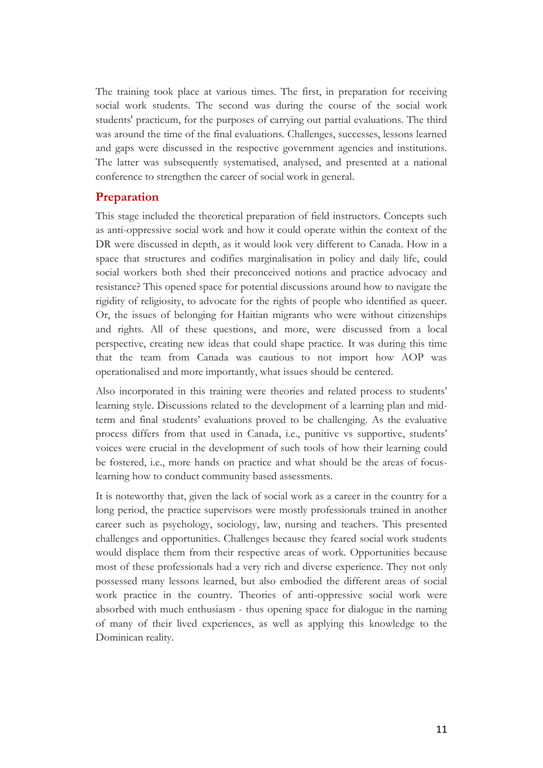The training took place at various times. The first, in preparation for receiving social work students. The second was during the course of the social work students' practicum, for the purposes of carrying out partial evaluations. The third was around the time of the final evaluations. Challenges, successes, lessons learned and gaps were discussed in the respective government agencies and institutions. The latter was subsequently systematised, analysed, and presented at a national conference to strengthen the career of social work in general.

## Preparation

This stage included the theoretical preparation of field instructors. Concepts such as anti-oppressive social work and how it could operate within the context of the DR were discussed in depth, as it would look very different to Canada. How in a space that structures and codifies marginalisation in policy and daily life, could social workers both shed their preconceived notions and practice advocacy and resistance? This opened space for potential discussions around how to navigate the rigidity of religiosity, to advocate for the rights of people who identified as queer. Or, the issues of belonging for Haitian migrants who were without citizenships and rights. All of these questions, and more, were discussed from a local perspective, creating new ideas that could shape practice. It was during this time that the team from Canada was cautious to not import how AOP was operationalised and more importantly, what issues should be centered.

Also incorporated in this training were theories and related process to students' learning style. Discussions related to the development of a learning plan and mid-term and final students' evaluations proved to be challenging. As the evaluative process differs from that used in Canada, i.e., punitive vs supportive, students' voices were crucial in the development of such tools of how their learning could be fostered, i.e., more hands on practice and what should be the areas of focus-learning how to conduct community based assessments.

It is noteworthy that, given the lack of social work as a career in the country for a long period, the practice supervisors were mostly professionals trained in another career such as psychology, sociology, law, nursing and teachers. This presented challenges and opportunities. Challenges because they feared social work students would displace them from their respective areas of work. Opportunities because most of these professionals had a very rich and diverse experience. They not only possessed many lessons learned, but also embodied the different areas of social work practice in the country. Theories of anti-oppressive social work were absorbed with much enthusiasm - thus opening space for dialogue in the naming of many of their lived experiences, as well as applying this knowledge to the Dominican reality.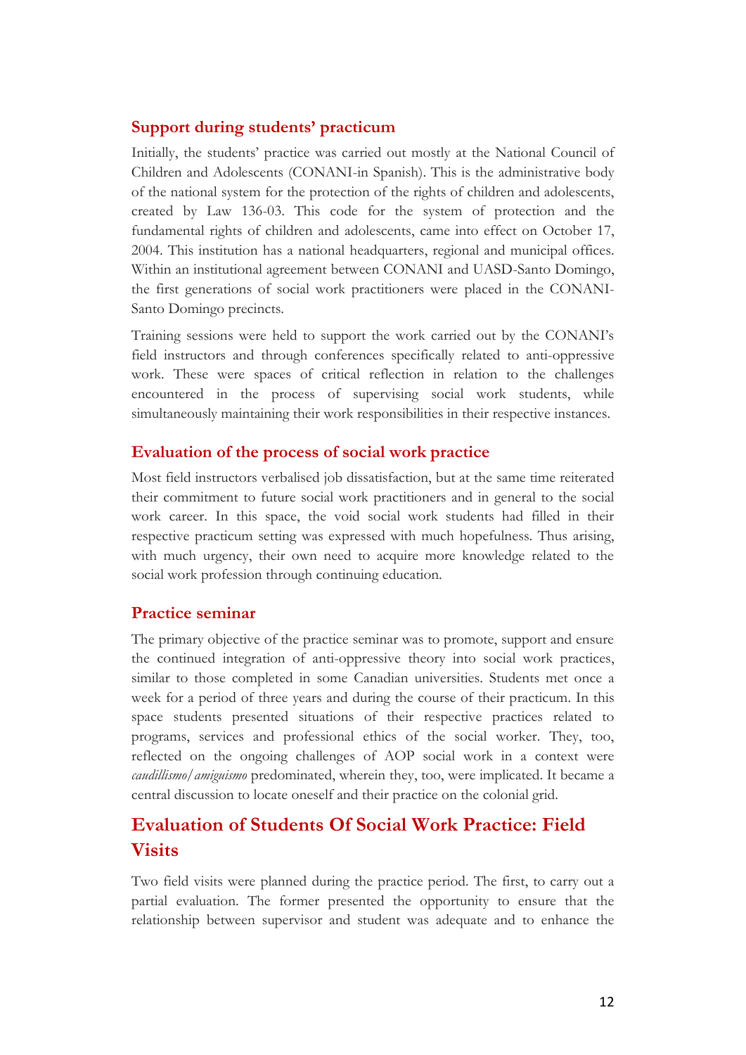### Support during students' practicum

Initially, the students' practice was carried out mostly at the National Council of Children and Adolescents (CONANI-in Spanish). This is the administrative body of the national system for the protection of the rights of children and adolescents, created by Law 136-03. This code for the system of protection and the fundamental rights of children and adolescents, came into effect on October 17, 2004. This institution has a national headquarters, regional and municipal offices. Within an institutional agreement between CONANI and UASD-Santo Domingo, the first generations of social work practitioners were placed in the CONANI-Santo Domingo precincts.

Training sessions were held to support the work carried out by the CONANI's field instructors and through conferences specifically related to anti-oppressive work. These were spaces of critical reflection in relation to the challenges encountered in the process of supervising social work students, while simultaneously maintaining their work responsibilities in their respective instances.

### Evaluation of the process of social work practice

Most field instructors verbalised job dissatisfaction, but at the same time reiterated their commitment to future social work practitioners and in general to the social work career. In this space, the void social work students had filled in their respective practicum setting was expressed with much hopefulness. Thus arising, with much urgency, their own need to acquire more knowledge related to the social work profession through continuing education.

### Practice seminar

The primary objective of the practice seminar was to promote, support and ensure the continued integration of anti-oppressive theory into social work practices, similar to those completed in some Canadian universities. Students met once a week for a period of three years and during the course of their practicum. In this space students presented situations of their respective practices related to programs, services and professional ethics of the social worker. They, too, reflected on the ongoing challenges of AOP social work in a context were *caudillismo/amiguismo* predominated, wherein they, too, were implicated. It became a central discussion to locate oneself and their practice on the colonial grid.

## Evaluation of Students Of Social Work Practice: Field Visits

Two field visits were planned during the practice period. The first, to carry out a partial evaluation. The former presented the opportunity to ensure that the relationship between supervisor and student was adequate and to enhance the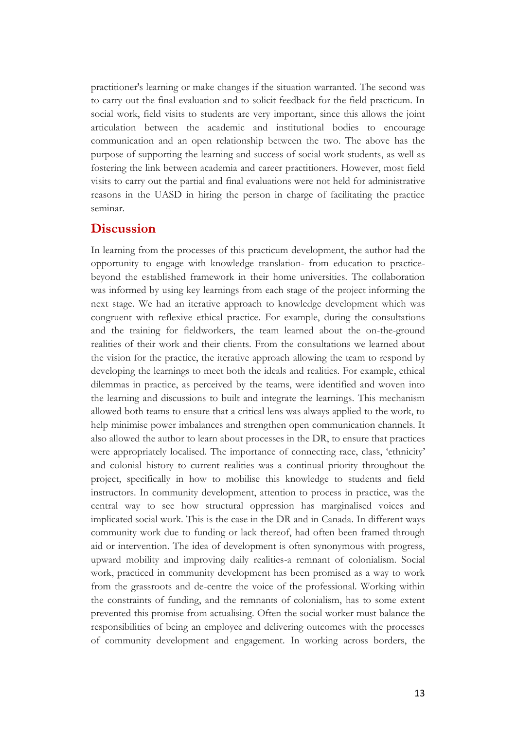practitioner's learning or make changes if the situation warranted. The second was to carry out the final evaluation and to solicit feedback for the field practicum. In social work, field visits to students are very important, since this allows the joint articulation between the academic and institutional bodies to encourage communication and an open relationship between the two. The above has the purpose of supporting the learning and success of social work students, as well as fostering the link between academia and career practitioners. However, most field visits to carry out the partial and final evaluations were not held for administrative reasons in the UASD in hiring the person in charge of facilitating the practice seminar.

## Discussion

In learning from the processes of this practicum development, the author had the opportunity to engage with knowledge translation- from education to practice- beyond the established framework in their home universities. The collaboration was informed by using key learnings from each stage of the project informing the next stage. We had an iterative approach to knowledge development which was congruent with reflexive ethical practice. For example, during the consultations and the training for fieldworkers, the team learned about the on-the-ground realities of their work and their clients. From the consultations we learned about the vision for the practice, the iterative approach allowing the team to respond by developing the learnings to meet both the ideals and realities. For example, ethical dilemmas in practice, as perceived by the teams, were identified and woven into the learning and discussions to built and integrate the learnings. This mechanism allowed both teams to ensure that a critical lens was always applied to the work, to help minimise power imbalances and strengthen open communication channels. It also allowed the author to learn about processes in the DR, to ensure that practices were appropriately localised. The importance of connecting race, class, 'ethnicity' and colonial history to current realities was a continual priority throughout the project, specifically in how to mobilise this knowledge to students and field instructors. In community development, attention to process in practice, was the central way to see how structural oppression has marginalised voices and implicated social work. This is the case in the DR and in Canada. In different ways community work due to funding or lack thereof, had often been framed through aid or intervention. The idea of development is often synonymous with progress, upward mobility and improving daily realities-a remnant of colonialism. Social work, practiced in community development has been promised as a way to work from the grassroots and de-centre the voice of the professional. Working within the constraints of funding, and the remnants of colonialism, has to some extent prevented this promise from actualising. Often the social worker must balance the responsibilities of being an employee and delivering outcomes with the processes of community development and engagement. In working across borders, the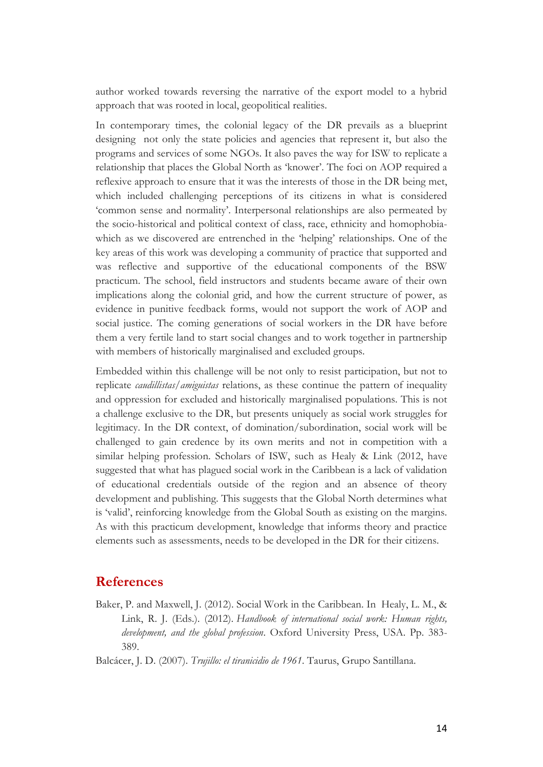author worked towards reversing the narrative of the export model to a hybrid approach that was rooted in local, geopolitical realities.

In contemporary times, the colonial legacy of the DR prevails as a blueprint designing not only the state policies and agencies that represent it, but also the programs and services of some NGOs. It also paves the way for ISW to replicate a relationship that places the Global North as 'knower'. The foci on AOP required a reflexive approach to ensure that it was the interests of those in the DR being met, which included challenging perceptions of its citizens in what is considered 'common sense and normality'. Interpersonal relationships are also permeated by the socio-historical and political context of class, race, ethnicity and homophobia- which as we discovered are entrenched in the 'helping' relationships. One of the key areas of this work was developing a community of practice that supported and was reflective and supportive of the educational components of the BSW practicum. The school, field instructors and students became aware of their own implications along the colonial grid, and how the current structure of power, as evidence in punitive feedback forms, would not support the work of AOP and social justice. The coming generations of social workers in the DR have before them a very fertile land to start social changes and to work together in partnership with members of historically marginalised and excluded groups.

Embedded within this challenge will be not only to resist participation, but not to replicate *caudillistas/amiguistas* relations, as these continue the pattern of inequality and oppression for excluded and historically marginalised populations. This is not a challenge exclusive to the DR, but presents uniquely as social work struggles for legitimacy. In the DR context, of domination/subordination, social work will be challenged to gain credence by its own merits and not in competition with a similar helping profession. Scholars of ISW, such as Healy & Link (2012, have suggested that what has plagued social work in the Caribbean is a lack of validation of educational credentials outside of the region and an absence of theory development and publishing. This suggests that the Global North determines what is 'valid', reinforcing knowledge from the Global South as existing on the margins. As with this practicum development, knowledge that informs theory and practice elements such as assessments, needs to be developed in the DR for their citizens.

## References

Baker, P. and Maxwell, J. (2012). Social Work in the Caribbean. In Healy, L. M., & Link, R. J. (Eds.). (2012). *Handbook of international social work: Human rights, development, and the global profession*. Oxford University Press, USA. Pp. 383-389.

Balcácer, J. D. (2007). *Trujillo: el tiranicidio de 1961*. Taurus, Grupo Santillana.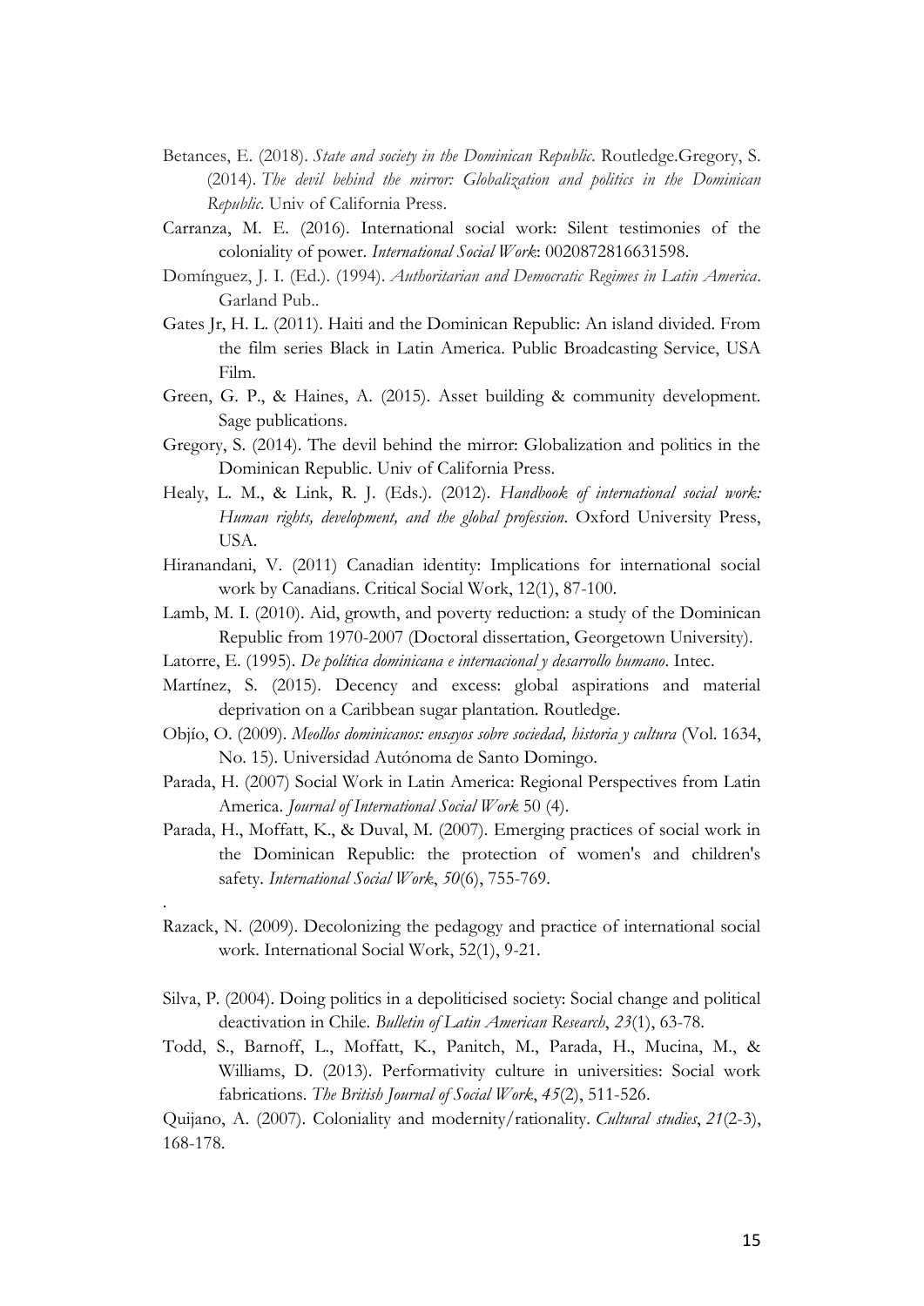Betances, E. (2018). *State and society in the Dominican Republic*. Routledge.Gregory, S. (2014). *The devil behind the mirror: Globalization and politics in the Dominican Republic*. Univ of California Press.

Carranza, M. E. (2016). International social work: Silent testimonies of the coloniality of power. *International Social Work*: 0020872816631598.

Domínguez, J. I. (Ed.). (1994). *Authoritarian and Democratic Regimes in Latin America*. Garland Pub..

Gates Jr, H. L. (2011). Haiti and the Dominican Republic: An island divided. From the film series Black in Latin America. Public Broadcasting Service, USA Film.

Green, G. P., & Haines, A. (2015). Asset building & community development. Sage publications.

Gregory, S. (2014). The devil behind the mirror: Globalization and politics in the Dominican Republic. Univ of California Press.

Healy, L. M., & Link, R. J. (Eds.). (2012). *Handbook of international social work: Human rights, development, and the global profession*. Oxford University Press, USA.

Hiranandani, V. (2011) Canadian identity: Implications for international social work by Canadians. Critical Social Work, 12(1), 87-100.

Lamb, M. I. (2010). Aid, growth, and poverty reduction: a study of the Dominican Republic from 1970-2007 (Doctoral dissertation, Georgetown University).

Latorre, E. (1995). *De política dominicana e internacional y desarrollo humano*. Intec.

Martínez, S. (2015). Decency and excess: global aspirations and material deprivation on a Caribbean sugar plantation. Routledge.

Objío, O. (2009). *Meollos dominicanos: ensayos sobre sociedad, historia y cultura* (Vol. 1634, No. 15). Universidad Autónoma de Santo Domingo.

Parada, H. (2007) Social Work in Latin America: Regional Perspectives from Latin America. *Journal of International Social Work* 50 (4).

Parada, H., Moffatt, K., & Duval, M. (2007). Emerging practices of social work in the Dominican Republic: the protection of women's and children's safety. *International Social Work*, *50*(6), 755-769.

.

Razack, N. (2009). Decolonizing the pedagogy and practice of international social work. International Social Work, 52(1), 9-21.

Silva, P. (2004). Doing politics in a depoliticised society: Social change and political deactivation in Chile. *Bulletin of Latin American Research*, *23*(1), 63-78.

Todd, S., Barnoff, L., Moffatt, K., Panitch, M., Parada, H., Mucina, M., & Williams, D. (2013). Performativity culture in universities: Social work fabrications. *The British Journal of Social Work*, *45*(2), 511-526.

Quijano, A. (2007). Coloniality and modernity/rationality. *Cultural studies*, *21*(2-3), 168-178.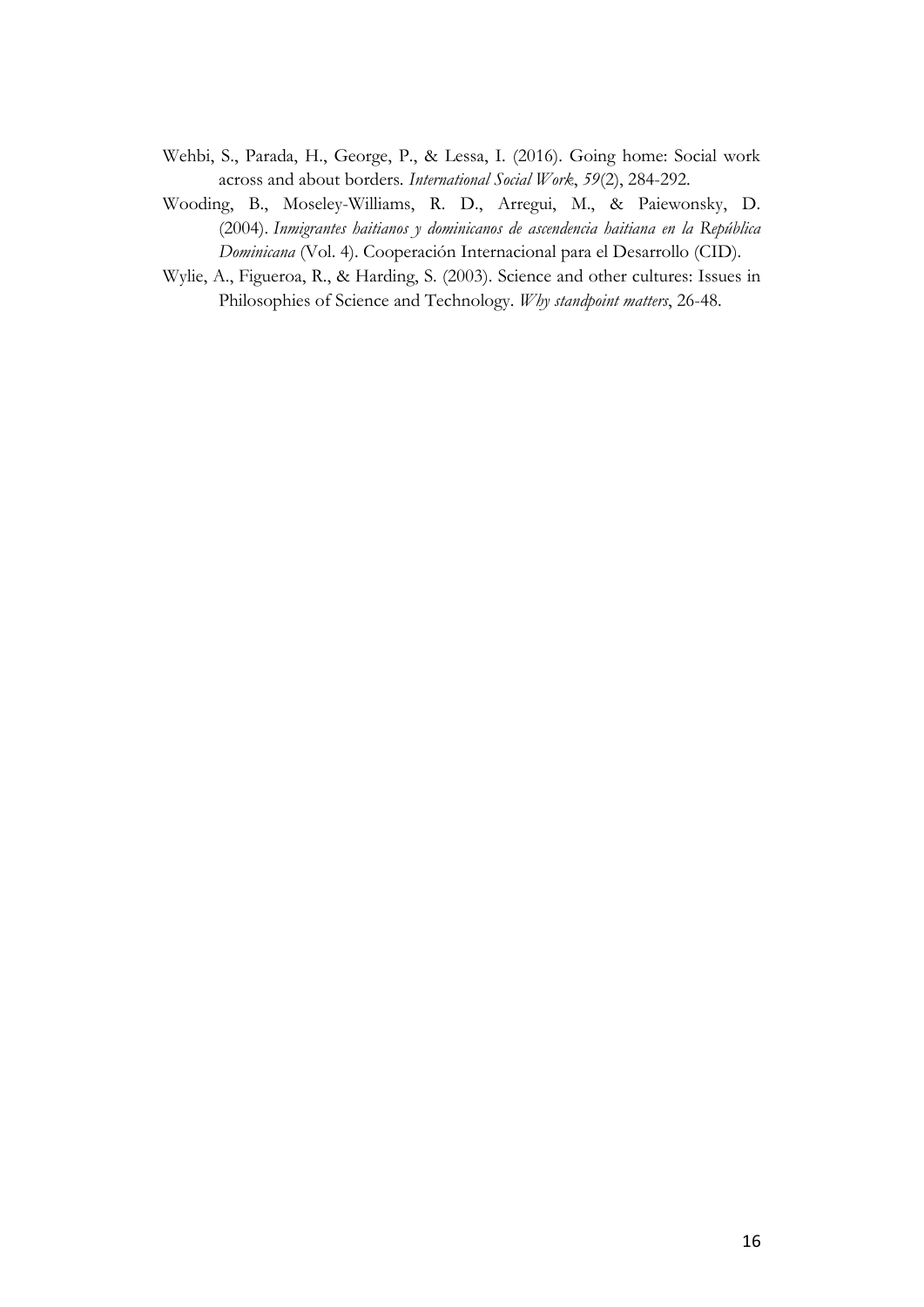Wehbi, S., Parada, H., George, P., & Lessa, I. (2016). Going home: Social work across and about borders. *International Social Work*, *59*(2), 284-292.

Wooding, B., Moseley-Williams, R. D., Arregui, M., & Paiewonsky, D. (2004). *Inmigrantes haitianos y dominicanos de ascendencia haitiana en la República Dominicana* (Vol. 4). Cooperación Internacional para el Desarrollo (CID).

Wylie, A., Figueroa, R., & Harding, S. (2003). Science and other cultures: Issues in Philosophies of Science and Technology. *Why standpoint matters*, 26-48.